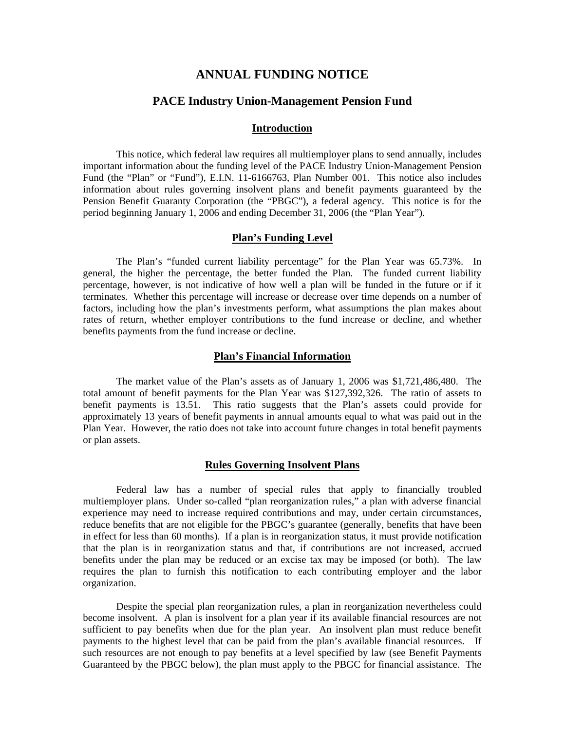# ANNUAL FUNDING NOTICE

## PACE Industry Union-Management Pension Fund

### Introduction

This notice, which federal law requires all multiemployer plans to send annually, includes important information about the funding level of the PACE Industry Union-Management Pension Fund (the "Plan" or "Fund"), E.I.N. 11-6166763, Plan Number 001. This notice also includes information about rules governing insolvent plans and benefit payments guaranteed by the Pension Benefit Guaranty Corporation (the "PBGC"), a federal agency. This notice is for the period beginning January 1, 2006 and ending December 31, 2006 (the "Plan Year").

### Plan's Funding Level

The Plan's "funded current liability percentage" for the Plan Year was 65.73%. In general, the higher the percentage, the better funded the Plan. The funded current liability percentage, however, is not indicative of how well a plan will be funded in the future or if it terminates. Whether this percentage will increase or decrease over time depends on a number of factors, including how the plan's investments perform, what assumptions the plan makes about rates of return, whether employer contributions to the fund increase or decline, and whether benefits payments from the fund increase or decline.

### Plan's Financial Information

The market value of the Plan's assets as of January 1, 2006 was $1,721,486,480. The total amount of benefit payments for the Plan Year was $127,392,326. The ratio of assets to benefit payments is 13.51. This ratio suggests that the Plan's assets could provide for approximately 13 years of benefit payments in annual amounts equal to what was paid out in the Plan Year. However, the ratio does not take into account future changes in total benefit payments or plan assets.

### Rules Governing Insolvent Plans

Federal law has a number of special rules that apply to financially troubled multiemployer plans. Under so-called "plan reorganization rules," a plan with adverse financial experience may need to increase required contributions and may, under certain circumstances, reduce benefits that are not eligible for the PBGC's guarantee (generally, benefits that have been in effect for less than 60 months). If a plan is in reorganization status, it must provide notification that the plan is in reorganization status and that, if contributions are not increased, accrued benefits under the plan may be reduced or an excise tax may be imposed (or both). The law requires the plan to furnish this notification to each contributing employer and the labor organization.

Despite the special plan reorganization rules, a plan in reorganization nevertheless could become insolvent. A plan is insolvent for a plan year if its available financial resources are not sufficient to pay benefits when due for the plan year. An insolvent plan must reduce benefit payments to the highest level that can be paid from the plan's available financial resources. If such resources are not enough to pay benefits at a level specified by law (see Benefit Payments Guaranteed by the PBGC below), the plan must apply to the PBGC for financial assistance. The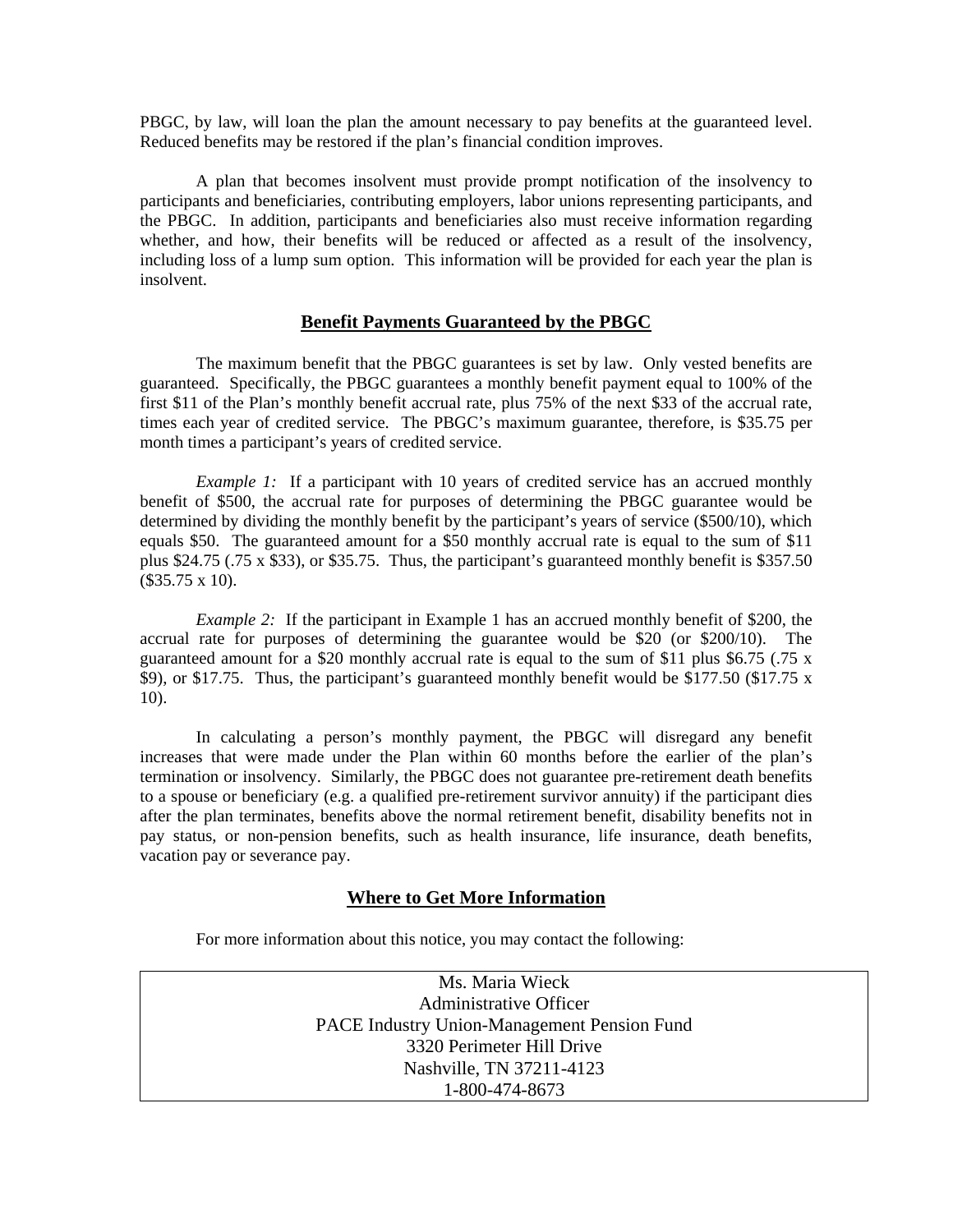PBGC, by law, will loan the plan the amount necessary to pay benefits at the guaranteed level. Reduced benefits may be restored if the plan's financial condition improves.

A plan that becomes insolvent must provide prompt notification of the insolvency to participants and beneficiaries, contributing employers, labor unions representing participants, and the PBGC. In addition, participants and beneficiaries also must receive information regarding whether, and how, their benefits will be reduced or affected as a result of the insolvency, including loss of a lump sum option. This information will be provided for each year the plan is insolvent.

## Benefit Payments Guaranteed by the PBGC

The maximum benefit that the PBGC guarantees is set by law. Only vested benefits are guaranteed. Specifically, the PBGC guarantees a monthly benefit payment equal to 100% of the first $11 of the Plan's monthly benefit accrual rate, plus 75% of the next $33 of the accrual rate, times each year of credited service. The PBGC's maximum guarantee, therefore, is $35.75 per month times a participant's years of credited service.

*Example 1:* If a participant with 10 years of credited service has an accrued monthly benefit of $500, the accrual rate for purposes of determining the PBGC guarantee would be determined by dividing the monthly benefit by the participant's years of service ($500/10), which equals $50. The guaranteed amount for a $50 monthly accrual rate is equal to the sum of $11 plus $24.75 (.75 x $33), or $35.75. Thus, the participant's guaranteed monthly benefit is $357.50 ($35.75 x 10).

*Example 2:* If the participant in Example 1 has an accrued monthly benefit of $200, the accrual rate for purposes of determining the guarantee would be $20 (or $200/10). The guaranteed amount for a $20 monthly accrual rate is equal to the sum of $11 plus $6.75 (.75 x $9), or $17.75. Thus, the participant's guaranteed monthly benefit would be $177.50 ($17.75 x 10).

In calculating a person's monthly payment, the PBGC will disregard any benefit increases that were made under the Plan within 60 months before the earlier of the plan's termination or insolvency. Similarly, the PBGC does not guarantee pre-retirement death benefits to a spouse or beneficiary (e.g. a qualified pre-retirement survivor annuity) if the participant dies after the plan terminates, benefits above the normal retirement benefit, disability benefits not in pay status, or non-pension benefits, such as health insurance, life insurance, death benefits, vacation pay or severance pay.

## Where to Get More Information

For more information about this notice, you may contact the following:

| Ms. Maria Wieck<br>Administrative Officer<br>PACE Industry Union-Management Pension Fund<br>3320 Perimeter Hill Drive<br>Nashville, TN 37211-4123<br>1-800-474-8673 |
|---|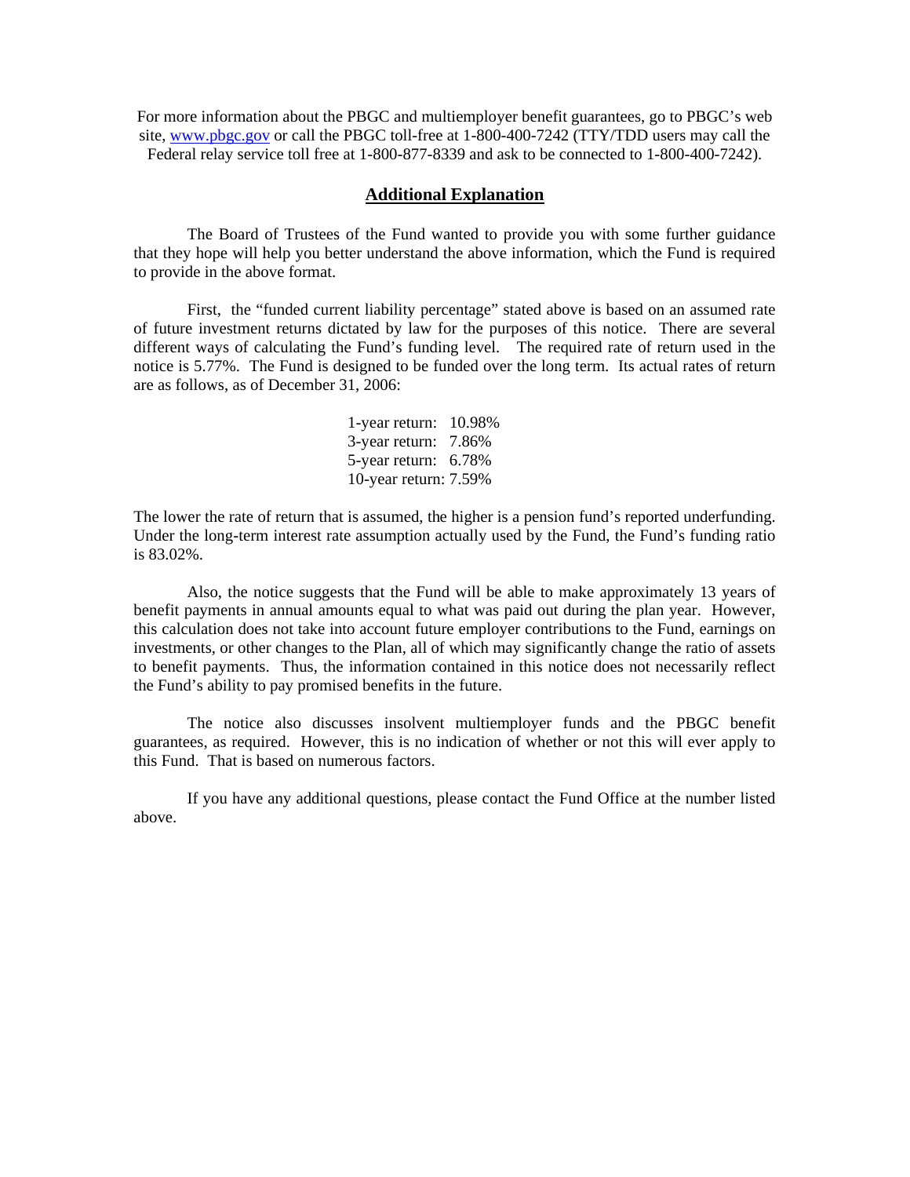For more information about the PBGC and multiemployer benefit guarantees, go to PBGC's web site, www.pbgc.gov or call the PBGC toll-free at 1-800-400-7242 (TTY/TDD users may call the Federal relay service toll free at 1-800-877-8339 and ask to be connected to 1-800-400-7242).

## Additional Explanation

The Board of Trustees of the Fund wanted to provide you with some further guidance that they hope will help you better understand the above information, which the Fund is required to provide in the above format.

First, the "funded current liability percentage" stated above is based on an assumed rate of future investment returns dictated by law for the purposes of this notice. There are several different ways of calculating the Fund's funding level. The required rate of return used in the notice is 5.77%. The Fund is designed to be funded over the long term. Its actual rates of return are as follows, as of December 31, 2006:

1-year return: 10.98%
3-year return: 7.86%
5-year return: 6.78%
10-year return: 7.59%

The lower the rate of return that is assumed, the higher is a pension fund's reported underfunding. Under the long-term interest rate assumption actually used by the Fund, the Fund's funding ratio is 83.02%.

Also, the notice suggests that the Fund will be able to make approximately 13 years of benefit payments in annual amounts equal to what was paid out during the plan year. However, this calculation does not take into account future employer contributions to the Fund, earnings on investments, or other changes to the Plan, all of which may significantly change the ratio of assets to benefit payments. Thus, the information contained in this notice does not necessarily reflect the Fund's ability to pay promised benefits in the future.

The notice also discusses insolvent multiemployer funds and the PBGC benefit guarantees, as required. However, this is no indication of whether or not this will ever apply to this Fund. That is based on numerous factors.

If you have any additional questions, please contact the Fund Office at the number listed above.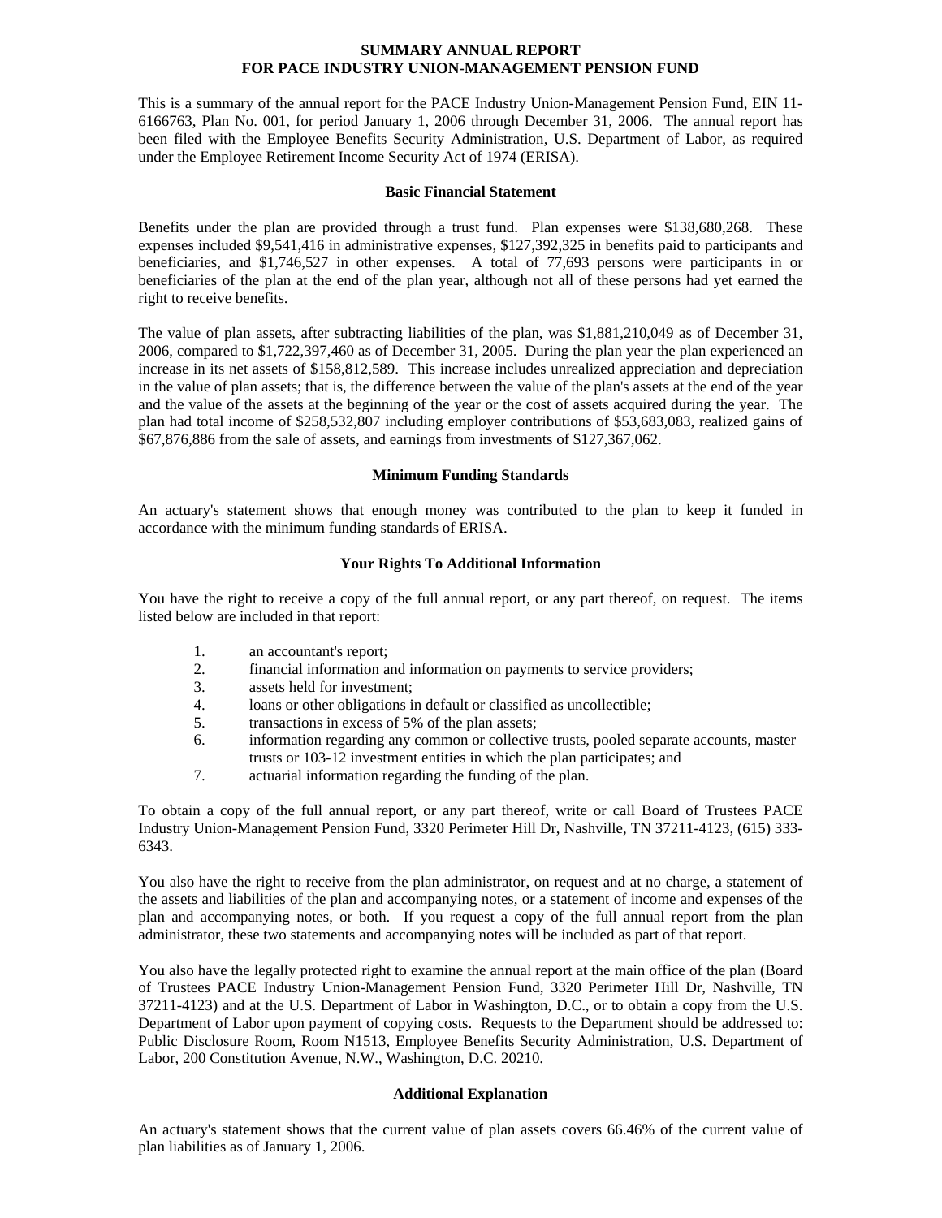# SUMMARY ANNUAL REPORT
# FOR PACE INDUSTRY UNION-MANAGEMENT PENSION FUND

This is a summary of the annual report for the PACE Industry Union-Management Pension Fund, EIN 11-6166763, Plan No. 001, for period January 1, 2006 through December 31, 2006. The annual report has been filed with the Employee Benefits Security Administration, U.S. Department of Labor, as required under the Employee Retirement Income Security Act of 1974 (ERISA).

## Basic Financial Statement

Benefits under the plan are provided through a trust fund. Plan expenses were $138,680,268. These expenses included $9,541,416 in administrative expenses, $127,392,325 in benefits paid to participants and beneficiaries, and $1,746,527 in other expenses. A total of 77,693 persons were participants in or beneficiaries of the plan at the end of the plan year, although not all of these persons had yet earned the right to receive benefits.

The value of plan assets, after subtracting liabilities of the plan, was $1,881,210,049 as of December 31, 2006, compared to $1,722,397,460 as of December 31, 2005. During the plan year the plan experienced an increase in its net assets of $158,812,589. This increase includes unrealized appreciation and depreciation in the value of plan assets; that is, the difference between the value of the plan's assets at the end of the year and the value of the assets at the beginning of the year or the cost of assets acquired during the year. The plan had total income of $258,532,807 including employer contributions of $53,683,083, realized gains of $67,876,886 from the sale of assets, and earnings from investments of $127,367,062.

## Minimum Funding Standards

An actuary's statement shows that enough money was contributed to the plan to keep it funded in accordance with the minimum funding standards of ERISA.

## Your Rights To Additional Information

You have the right to receive a copy of the full annual report, or any part thereof, on request. The items listed below are included in that report:

1. an accountant's report;
2. financial information and information on payments to service providers;
3. assets held for investment;
4. loans or other obligations in default or classified as uncollectible;
5. transactions in excess of 5% of the plan assets;
6. information regarding any common or collective trusts, pooled separate accounts, master trusts or 103-12 investment entities in which the plan participates; and
7. actuarial information regarding the funding of the plan.

To obtain a copy of the full annual report, or any part thereof, write or call Board of Trustees PACE Industry Union-Management Pension Fund, 3320 Perimeter Hill Dr, Nashville, TN 37211-4123, (615) 333-6343.

You also have the right to receive from the plan administrator, on request and at no charge, a statement of the assets and liabilities of the plan and accompanying notes, or a statement of income and expenses of the plan and accompanying notes, or both. If you request a copy of the full annual report from the plan administrator, these two statements and accompanying notes will be included as part of that report.

You also have the legally protected right to examine the annual report at the main office of the plan (Board of Trustees PACE Industry Union-Management Pension Fund, 3320 Perimeter Hill Dr, Nashville, TN 37211-4123) and at the U.S. Department of Labor in Washington, D.C., or to obtain a copy from the U.S. Department of Labor upon payment of copying costs. Requests to the Department should be addressed to: Public Disclosure Room, Room N1513, Employee Benefits Security Administration, U.S. Department of Labor, 200 Constitution Avenue, N.W., Washington, D.C. 20210.

## Additional Explanation

An actuary's statement shows that the current value of plan assets covers 66.46% of the current value of plan liabilities as of January 1, 2006.